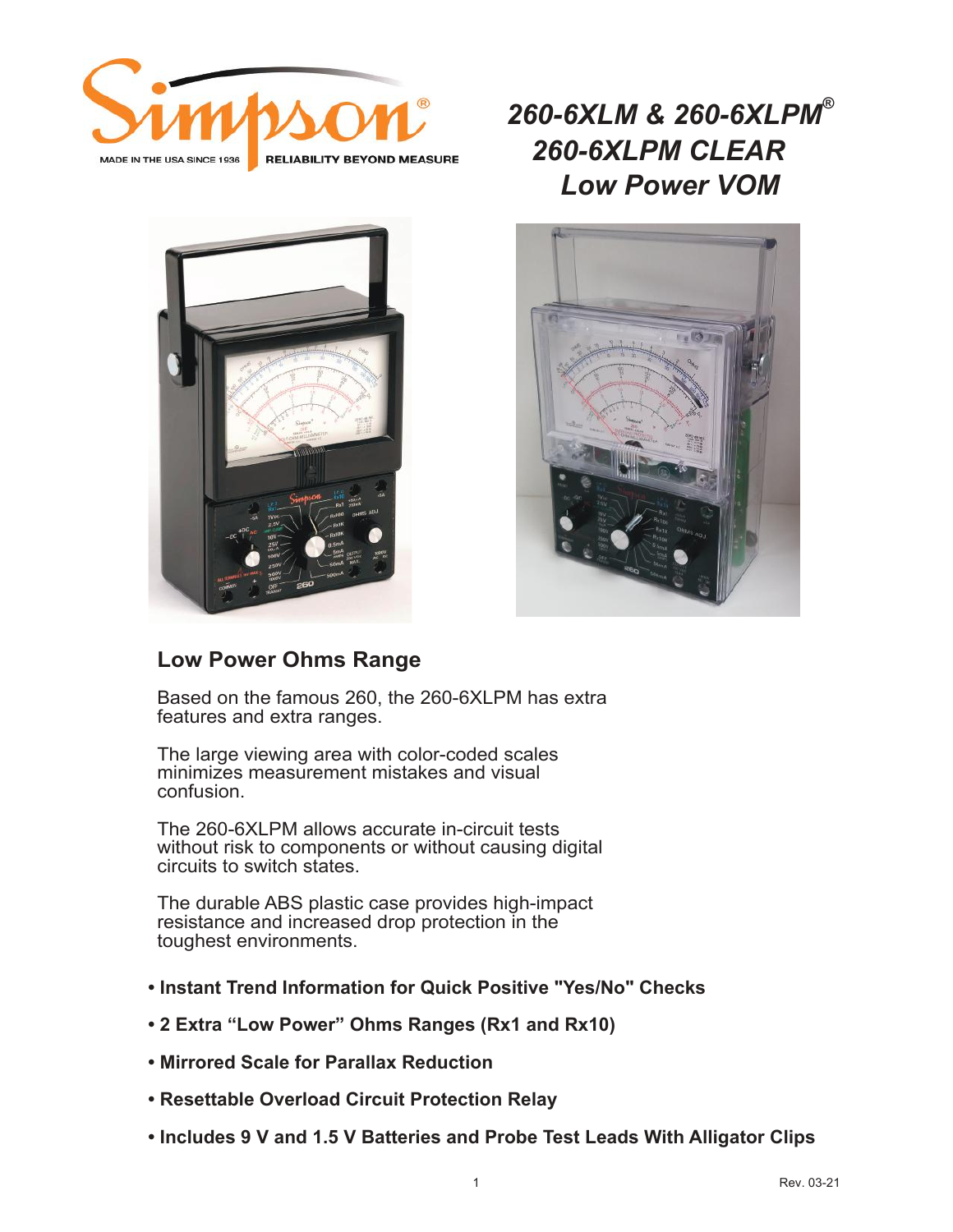Simpson®

MADE IN THE USA SINCE 1936 | RELIABILITY BEYOND MEASURE

# *260-6XLM & 260-6XLPM® 260-6XLPM CLEAR Low Power VOM*

## Low Power Ohms Range

Based on the famous 260, the 260-6XLPM has extra features and extra ranges.

The large viewing area with color-coded scales minimizes measurement mistakes and visual confusion.

The 260-6XLPM allows accurate in-circuit tests without risk to components or without causing digital circuits to switch states.

The durable ABS plastic case provides high-impact resistance and increased drop protection in the toughest environments.

- **Instant Trend Information for Quick Positive "Yes/No" Checks**
- **2 Extra "Low Power" Ohms Ranges (Rx1 and Rx10)**
- **Mirrored Scale for Parallax Reduction**
- **Resettable Overload Circuit Protection Relay**
- **Includes 9 V and 1.5 V Batteries and Probe Test Leads With Alligator Clips**

Rev. 03-21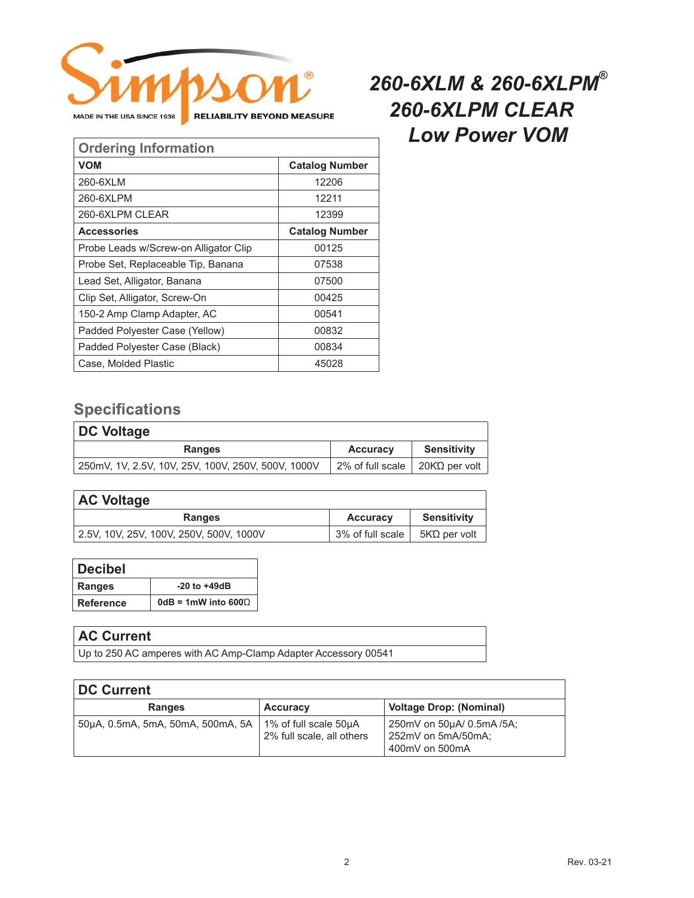# 260-6XLM & 260-6XLPM®
# 260-6XLPM CLEAR
# Low Power VOM

Simpson®

MADE IN THE USA SINCE 1936 RELIABILITY BEYOND MEASURE

## Ordering Information

| VOM | Catalog Number |
|---|---|
| 260-6XLM | 12206 |
| 260-6XLPM | 12211 |
| 260-6XLPM CLEAR | 12399 |
| **Accessories** | **Catalog Number** |
| Probe Leads w/Screw-on Alligator Clip | 00125 |
| Probe Set, Replaceable Tip, Banana | 07538 |
| Lead Set, Alligator, Banana | 07500 |
| Clip Set, Alligator, Screw-On | 00425 |
| 150-2 Amp Clamp Adapter, AC | 00541 |
| Padded Polyester Case (Yellow) | 00832 |
| Padded Polyester Case (Black) | 00834 |
| Case, Molded Plastic | 45028 |

## Specifications

### DC Voltage

| Ranges | Accuracy | Sensitivity |
|---|---|---|
| 250mV, 1V, 2.5V, 10V, 25V, 100V, 250V, 500V, 1000V | 2% of full scale | 20KΩ per volt |

### AC Voltage

| Ranges | Accuracy | Sensitivity |
|---|---|---|
| 2.5V, 10V, 25V, 100V, 250V, 500V, 1000V | 3% of full scale | 5KΩ per volt |

### Decibel

| | |
|---|---|
| **Ranges** | **-20 to +49dB** |
| **Reference** | **0dB = 1mW into 600Ω** |

### AC Current

Up to 250 AC amperes with AC Amp-Clamp Adapter Accessory 00541

### DC Current

| Ranges | Accuracy | Voltage Drop: (Nominal) |
|---|---|---|
| 50µA, 0.5mA, 5mA, 50mA, 500mA, 5A | 1% of full scale 50µA<br>2% full scale, all others | 250mV on 50µA/ 0.5mA /5A;<br>252mV on 5mA/50mA;<br>400mV on 500mA |

Rev. 03-21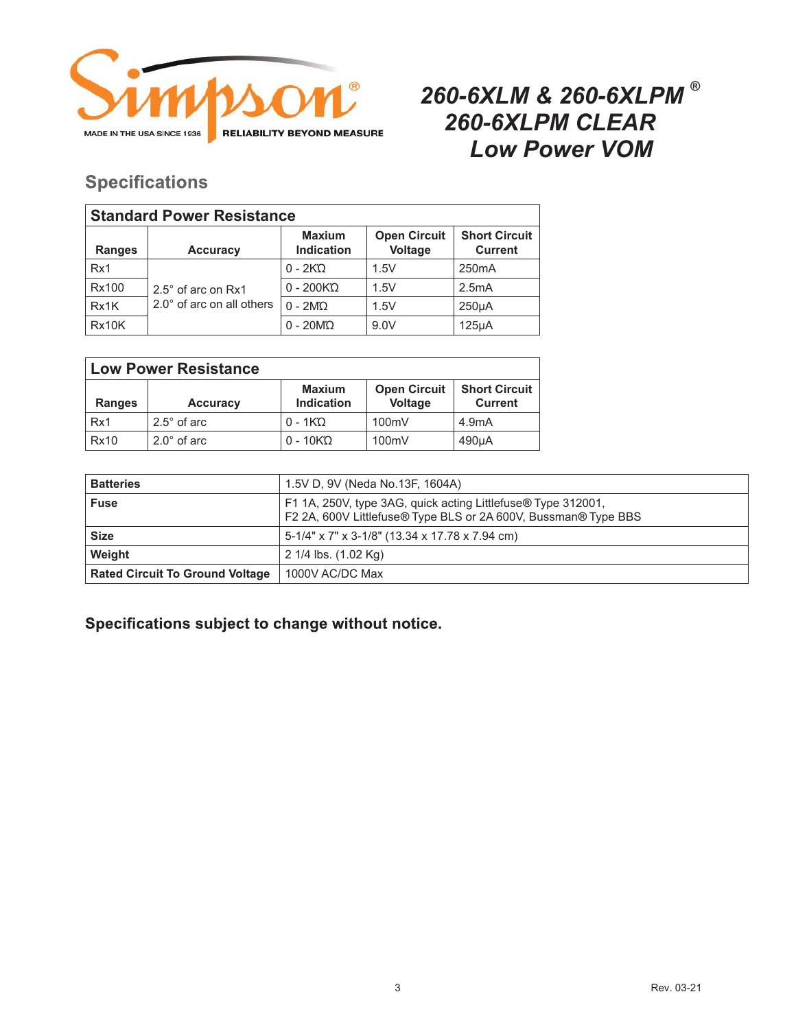# 260-6XLM & 260-6XLPM®
# 260-6XLPM CLEAR
# Low Power VOM

## Specifications

| Standard Power Resistance | | | | |
|---|---|---|---|---|
| **Ranges** | **Accuracy** | **Maxium Indication** | **Open Circuit Voltage** | **Short Circuit Current** |
| Rx1 | 2.5° of arc on Rx1<br>2.0° of arc on all others | 0 - 2KΩ | 1.5V | 250mA |
| Rx100 | | 0 - 200KΩ | 1.5V | 2.5mA |
| Rx1K | | 0 - 2MΩ | 1.5V | 250μA |
| Rx10K | | 0 - 20MΩ | 9.0V | 125μA |

| Low Power Resistance | | | | |
|---|---|---|---|---|
| **Ranges** | **Accuracy** | **Maxium Indication** | **Open Circuit Voltage** | **Short Circuit Current** |
| Rx1 | 2.5° of arc | 0 - 1KΩ | 100mV | 4.9mA |
| Rx10 | 2.0° of arc | 0 - 10KΩ | 100mV | 490μA |

| | |
|---|---|
| **Batteries** | 1.5V D, 9V (Neda No.13F, 1604A) |
| **Fuse** | F1 1A, 250V, type 3AG, quick acting Littlefuse® Type 312001,<br>F2 2A, 600V Littlefuse® Type BLS or 2A 600V, Bussman® Type BBS |
| **Size** | 5-1/4" x 7" x 3-1/8" (13.34 x 17.78 x 7.94 cm) |
| **Weight** | 2 1/4 lbs. (1.02 Kg) |
| **Rated Circuit To Ground Voltage** | 1000V AC/DC Max |

**Specifications subject to change without notice.**

Rev. 03-21